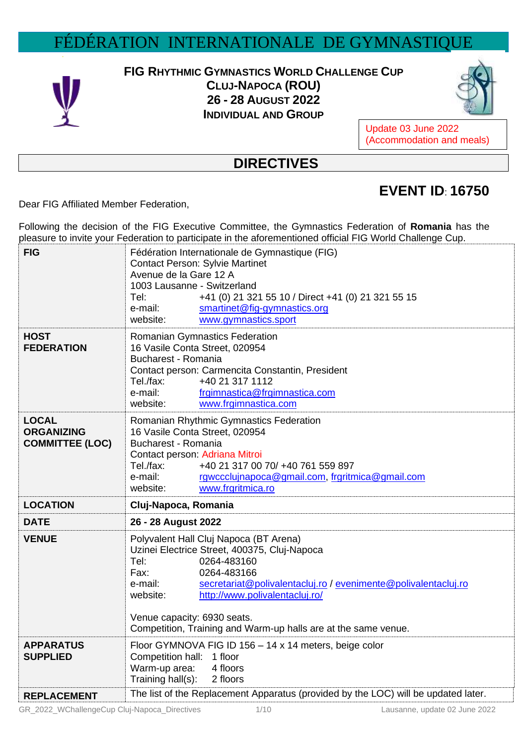# FÉDÉRATION INTERNATIONALE DE GYMNASTIQUE

**FIG RHYTHMIC GYMNASTICS WORLD CHALLENGE CUP**
**CLUJ-NAPOCA (ROU)**
**26 - 28 AUGUST 2022**
**INDIVIDUAL AND GROUP**

Update 03 June 2022
(Accommodation and meals)

## DIRECTIVES

## EVENT ID: 16750

Dear FIG Affiliated Member Federation,

Following the decision of the FIG Executive Committee, the Gymnastics Federation of **Romania** has the pleasure to invite your Federation to participate in the aforementioned official FIG World Challenge Cup.

| | |
|---|---|
| **FIG** | Fédération Internationale de Gymnastique (FIG)<br>Contact Person: Sylvie Martinet<br>Avenue de la Gare 12 A<br>1003 Lausanne - Switzerland<br>Tel: +41 (0) 21 321 55 10 / Direct +41 (0) 21 321 55 15<br>e-mail: smartinet@fig-gymnastics.org<br>website: www.gymnastics.sport |
| **HOST FEDERATION** | Romanian Gymnastics Federation<br>16 Vasile Conta Street, 020954<br>Bucharest - Romania<br>Contact person: Carmencita Constantin, President<br>Tel./fax: +40 21 317 1112<br>e-mail: frgimnastica@frgimnastica.com<br>website: www.frgimnastica.com |
| **LOCAL ORGANIZING COMMITTEE (LOC)** | Romanian Rhythmic Gymnastics Federation<br>16 Vasile Conta Street, 020954<br>Bucharest - Romania<br>Contact person: Adriana Mitroi<br>Tel./fax: +40 21 317 00 70/ +40 761 559 897<br>e-mail: rgwccclujnapoca@gmail.com, frgritmica@gmail.com<br>website: www.frgritmica.ro |
| **LOCATION** | **Cluj-Napoca, Romania** |
| **DATE** | **26 - 28 August 2022** |
| **VENUE** | Polyvalent Hall Cluj Napoca (BT Arena)<br>Uzinei Electrice Street, 400375, Cluj-Napoca<br>Tel: 0264-483160<br>Fax: 0264-483166<br>e-mail: secretariat@polivalentacluj.ro / evenimente@polivalentacluj.ro<br>website: http://www.polivalentacluj.ro/<br><br>Venue capacity: 6930 seats.<br>Competition, Training and Warm-up halls are at the same venue. |
| **APPARATUS SUPPLIED** | Floor GYMNOVA FIG ID 156 – 14 x 14 meters, beige color<br>Competition hall: 1 floor<br>Warm-up area: 4 floors<br>Training hall(s): 2 floors |
| **REPLACEMENT** | The list of the Replacement Apparatus (provided by the LOC) will be updated later. |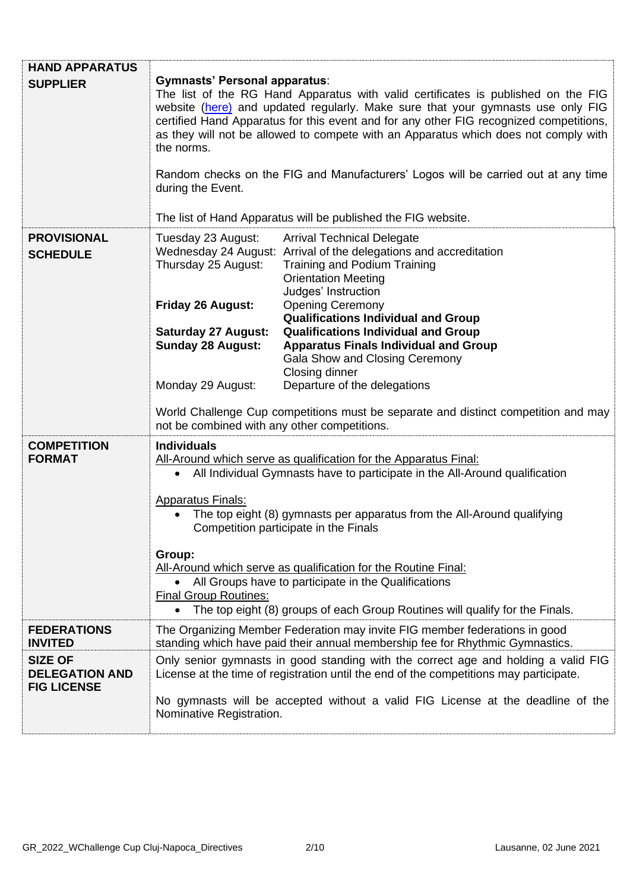| | |
|---|---|
| **HAND APPARATUS SUPPLIER** | **Gymnasts' Personal apparatus**:<br>The list of the RG Hand Apparatus with valid certificates is published on the FIG website (here) and updated regularly. Make sure that your gymnasts use only FIG certified Hand Apparatus for this event and for any other FIG recognized competitions, as they will not be allowed to compete with an Apparatus which does not comply with the norms.<br><br>Random checks on the FIG and Manufacturers' Logos will be carried out at any time during the Event.<br><br>The list of Hand Apparatus will be published the FIG website. |
| **PROVISIONAL SCHEDULE** | Tuesday 23 August: Arrival Technical Delegate<br>Wednesday 24 August: Arrival of the delegations and accreditation<br>Thursday 25 August: Training and Podium Training; Orientation Meeting; Judges' Instruction<br>**Friday 26 August:** Opening Ceremony; **Qualifications Individual and Group**<br>**Saturday 27 August:** **Qualifications Individual and Group**<br>**Sunday 28 August:** **Apparatus Finals Individual and Group**; Gala Show and Closing Ceremony; Closing dinner<br>Monday 29 August: Departure of the delegations<br><br>World Challenge Cup competitions must be separate and distinct competition and may not be combined with any other competitions. |
| **COMPETITION FORMAT** | **Individuals**<br>All-Around which serve as qualification for the Apparatus Final:<br>• All Individual Gymnasts have to participate in the All-Around qualification<br><br>Apparatus Finals:<br>• The top eight (8) gymnasts per apparatus from the All-Around qualifying Competition participate in the Finals<br><br>**Group:**<br>All-Around which serve as qualification for the Routine Final:<br>• All Groups have to participate in the Qualifications<br>Final Group Routines:<br>• The top eight (8) groups of each Group Routines will qualify for the Finals. |
| **FEDERATIONS INVITED** | The Organizing Member Federation may invite FIG member federations in good standing which have paid their annual membership fee for Rhythmic Gymnastics. |
| **SIZE OF DELEGATION AND FIG LICENSE** | Only senior gymnasts in good standing with the correct age and holding a valid FIG License at the time of registration until the end of the competitions may participate.<br><br>No gymnasts will be accepted without a valid FIG License at the deadline of the Nominative Registration. |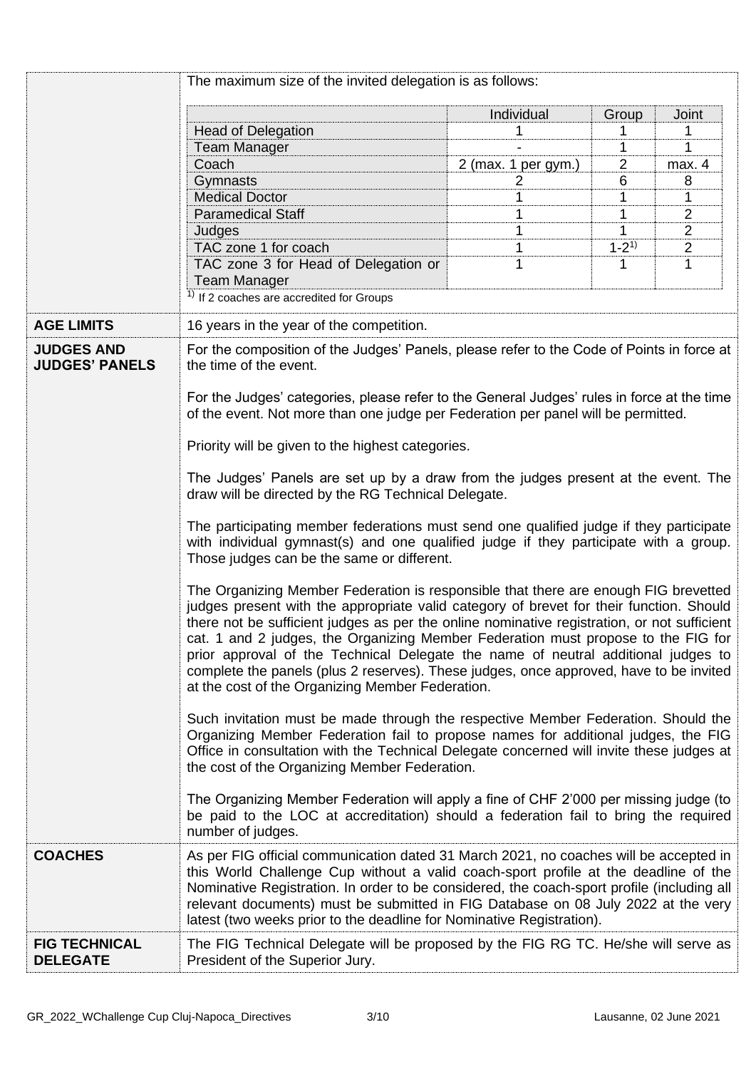The maximum size of the invited delegation is as follows:

| | Individual | Group | Joint |
|---|---|---|---|
| Head of Delegation | 1 | 1 | 1 |
| Team Manager | - | 1 | 1 |
| Coach | 2 (max. 1 per gym.) | 2 | max. 4 |
| Gymnasts | 2 | 6 | 8 |
| Medical Doctor | 1 | 1 | 1 |
| Paramedical Staff | 1 | 1 | 2 |
| Judges | 1 | 1 | 2 |
| TAC zone 1 for coach | 1 | 1-2[1)] | 2 |
| TAC zone 3 for Head of Delegation or Team Manager | 1 | 1 | 1 |

[1)] If 2 coaches are accredited for Groups

**AGE LIMITS**

16 years in the year of the competition.

**JUDGES AND JUDGES' PANELS**

For the composition of the Judges' Panels, please refer to the Code of Points in force at the time of the event.

For the Judges' categories, please refer to the General Judges' rules in force at the time of the event. Not more than one judge per Federation per panel will be permitted.

Priority will be given to the highest categories.

The Judges' Panels are set up by a draw from the judges present at the event. The draw will be directed by the RG Technical Delegate.

The participating member federations must send one qualified judge if they participate with individual gymnast(s) and one qualified judge if they participate with a group. Those judges can be the same or different.

The Organizing Member Federation is responsible that there are enough FIG brevetted judges present with the appropriate valid category of brevet for their function. Should there not be sufficient judges as per the online nominative registration, or not sufficient cat. 1 and 2 judges, the Organizing Member Federation must propose to the FIG for prior approval of the Technical Delegate the name of neutral additional judges to complete the panels (plus 2 reserves). These judges, once approved, have to be invited at the cost of the Organizing Member Federation.

Such invitation must be made through the respective Member Federation. Should the Organizing Member Federation fail to propose names for additional judges, the FIG Office in consultation with the Technical Delegate concerned will invite these judges at the cost of the Organizing Member Federation.

The Organizing Member Federation will apply a fine of CHF 2'000 per missing judge (to be paid to the LOC at accreditation) should a federation fail to bring the required number of judges.

**COACHES**

As per FIG official communication dated 31 March 2021, no coaches will be accepted in this World Challenge Cup without a valid coach-sport profile at the deadline of the Nominative Registration. In order to be considered, the coach-sport profile (including all relevant documents) must be submitted in FIG Database on 08 July 2022 at the very latest (two weeks prior to the deadline for Nominative Registration).

**FIG TECHNICAL DELEGATE**

The FIG Technical Delegate will be proposed by the FIG RG TC. He/she will serve as President of the Superior Jury.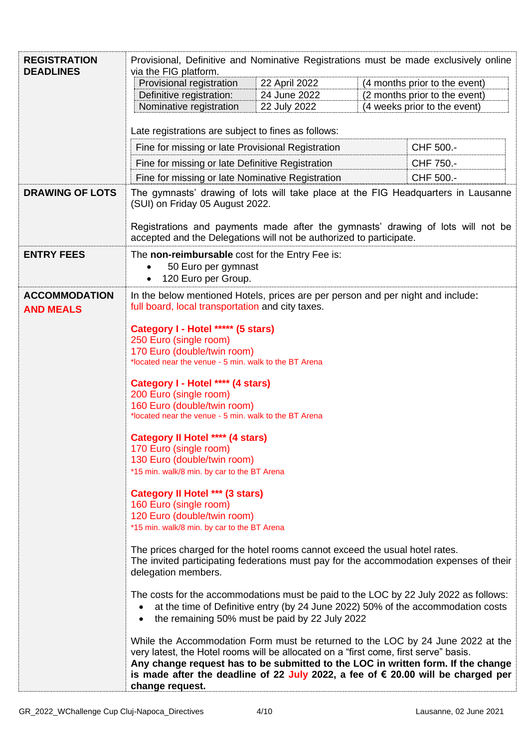## REGISTRATION DEADLINES

Provisional, Definitive and Nominative Registrations must be made exclusively online via the FIG platform.

| Provisional registration | 22 April 2022 | (4 months prior to the event) |
|---|---|---|
| Definitive registration: | 24 June 2022 | (2 months prior to the event) |
| Nominative registration | 22 July 2022 | (4 weeks prior to the event) |

Late registrations are subject to fines as follows:

| Fine for missing or late Provisional Registration | CHF 500.- |
|---|---|
| Fine for missing or late Definitive Registration | CHF 750.- |
| Fine for missing or late Nominative Registration | CHF 500.- |

## DRAWING OF LOTS

The gymnasts' drawing of lots will take place at the FIG Headquarters in Lausanne (SUI) on Friday 05 August 2022.

Registrations and payments made after the gymnasts' drawing of lots will not be accepted and the Delegations will not be authorized to participate.

## ENTRY FEES

The **non-reimbursable** cost for the Entry Fee is:

- 50 Euro per gymnast
- 120 Euro per Group.

## ACCOMMODATION AND MEALS

In the below mentioned Hotels, prices are per person and per night and include: full board, local transportation and city taxes.

**Category I - Hotel ***** (5 stars)**
250 Euro (single room)
170 Euro (double/twin room)
*located near the venue - 5 min. walk to the BT Arena

**Category I - Hotel **** (4 stars)**
200 Euro (single room)
160 Euro (double/twin room)
*located near the venue - 5 min. walk to the BT Arena

**Category II Hotel **** (4 stars)**
170 Euro (single room)
130 Euro (double/twin room)
*15 min. walk/8 min. by car to the BT Arena

**Category II Hotel *** (3 stars)**
160 Euro (single room)
120 Euro (double/twin room)
*15 min. walk/8 min. by car to the BT Arena

The prices charged for the hotel rooms cannot exceed the usual hotel rates.
The invited participating federations must pay for the accommodation expenses of their delegation members.

The costs for the accommodations must be paid to the LOC by 22 July 2022 as follows:

- at the time of Definitive entry (by 24 June 2022) 50% of the accommodation costs
- the remaining 50% must be paid by 22 July 2022

While the Accommodation Form must be returned to the LOC by 24 June 2022 at the very latest, the Hotel rooms will be allocated on a "first come, first serve" basis.
**Any change request has to be submitted to the LOC in written form. If the change is made after the deadline of 22 July 2022, a fee of € 20.00 will be charged per change request.**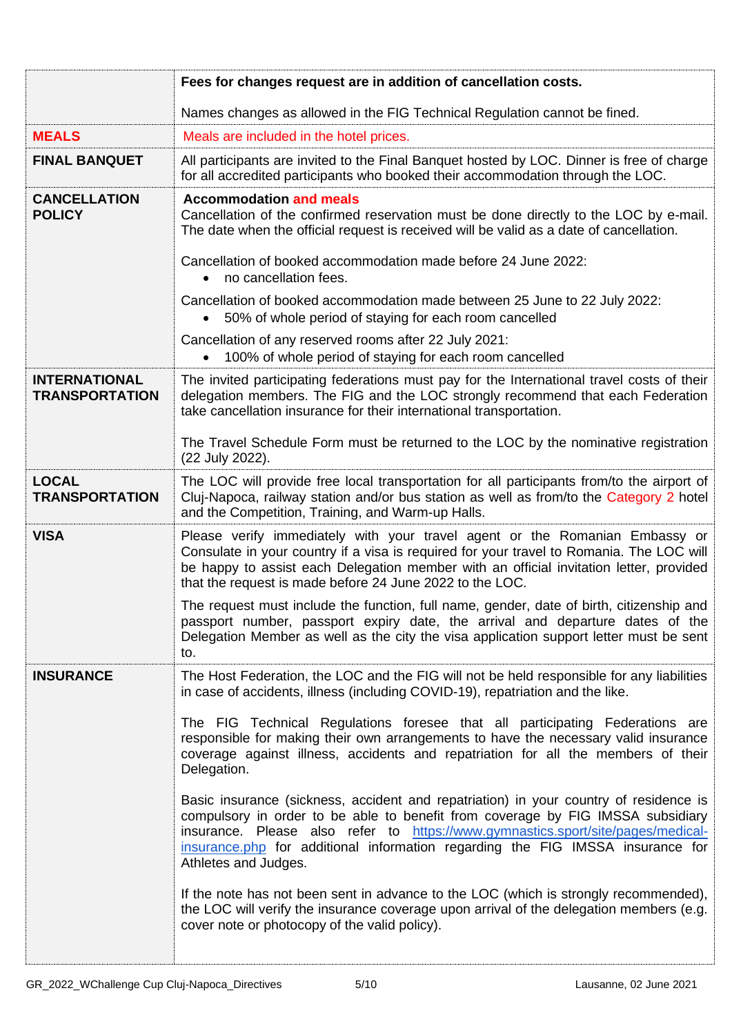| | |
|---|---|
| | **Fees for changes request are in addition of cancellation costs.**<br><br>Names changes as allowed in the FIG Technical Regulation cannot be fined. |
| **MEALS** | Meals are included in the hotel prices. |
| **FINAL BANQUET** | All participants are invited to the Final Banquet hosted by LOC. Dinner is free of charge for all accredited participants who booked their accommodation through the LOC. |
| **CANCELLATION POLICY** | **Accommodation and meals**<br>Cancellation of the confirmed reservation must be done directly to the LOC by e-mail. The date when the official request is received will be valid as a date of cancellation.<br><br>Cancellation of booked accommodation made before 24 June 2022:<br>• no cancellation fees.<br><br>Cancellation of booked accommodation made between 25 June to 22 July 2022:<br>• 50% of whole period of staying for each room cancelled<br><br>Cancellation of any reserved rooms after 22 July 2021:<br>• 100% of whole period of staying for each room cancelled |
| **INTERNATIONAL TRANSPORTATION** | The invited participating federations must pay for the International travel costs of their delegation members. The FIG and the LOC strongly recommend that each Federation take cancellation insurance for their international transportation.<br><br>The Travel Schedule Form must be returned to the LOC by the nominative registration (22 July 2022). |
| **LOCAL TRANSPORTATION** | The LOC will provide free local transportation for all participants from/to the airport of Cluj-Napoca, railway station and/or bus station as well as from/to the Category 2 hotel and the Competition, Training, and Warm-up Halls. |
| **VISA** | Please verify immediately with your travel agent or the Romanian Embassy or Consulate in your country if a visa is required for your travel to Romania. The LOC will be happy to assist each Delegation member with an official invitation letter, provided that the request is made before 24 June 2022 to the LOC.<br><br>The request must include the function, full name, gender, date of birth, citizenship and passport number, passport expiry date, the arrival and departure dates of the Delegation Member as well as the city the visa application support letter must be sent to. |
| **INSURANCE** | The Host Federation, the LOC and the FIG will not be held responsible for any liabilities in case of accidents, illness (including COVID-19), repatriation and the like.<br><br>The FIG Technical Regulations foresee that all participating Federations are responsible for making their own arrangements to have the necessary valid insurance coverage against illness, accidents and repatriation for all the members of their Delegation.<br><br>Basic insurance (sickness, accident and repatriation) in your country of residence is compulsory in order to be able to benefit from coverage by FIG IMSSA subsidiary insurance. Please also refer to https://www.gymnastics.sport/site/pages/medical-insurance.php for additional information regarding the FIG IMSSA insurance for Athletes and Judges.<br><br>If the note has not been sent in advance to the LOC (which is strongly recommended), the LOC will verify the insurance coverage upon arrival of the delegation members (e.g. cover note or photocopy of the valid policy). |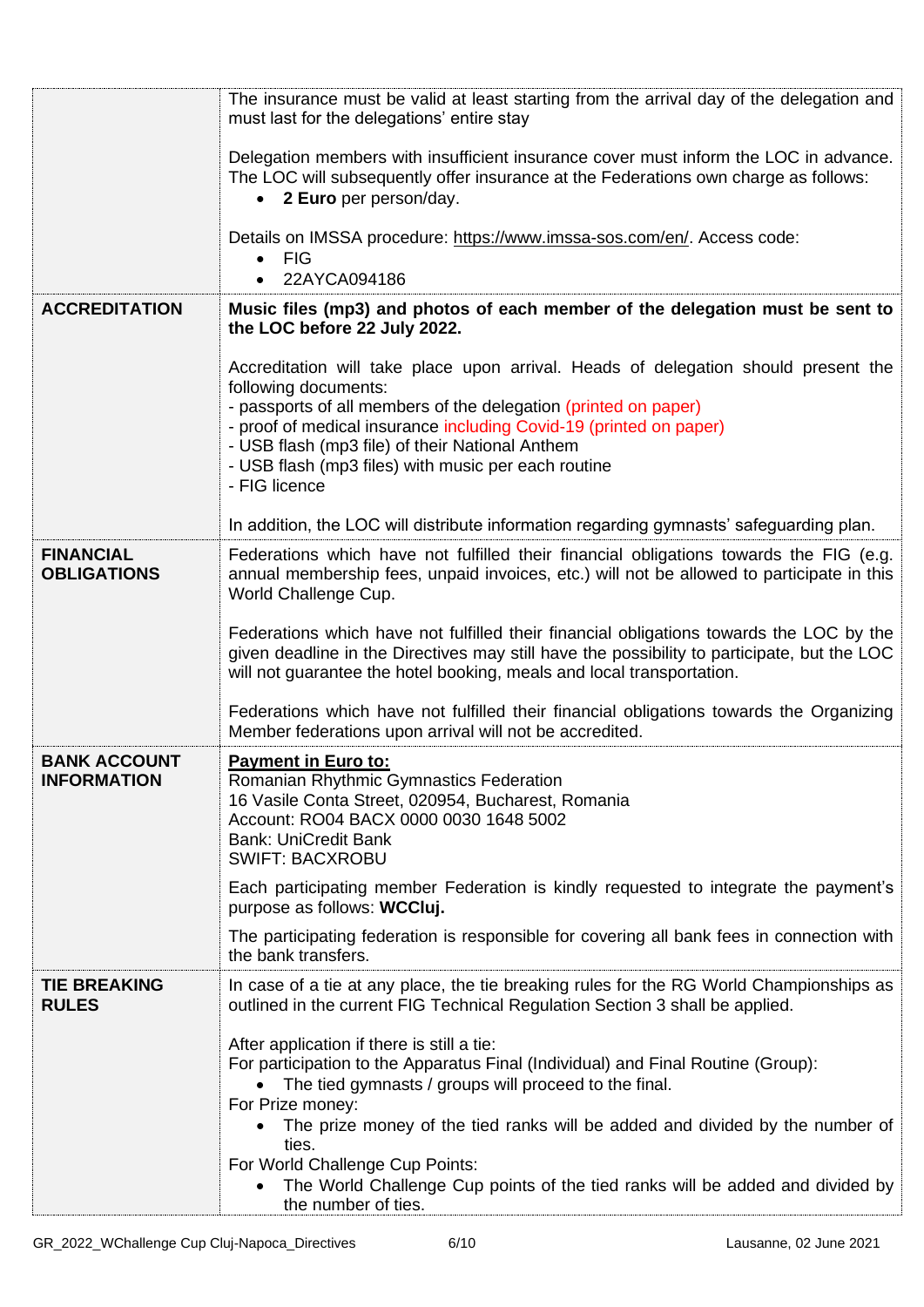| | |
|---|---|
| | The insurance must be valid at least starting from the arrival day of the delegation and must last for the delegations' entire stay<br><br>Delegation members with insufficient insurance cover must inform the LOC in advance. The LOC will subsequently offer insurance at the Federations own charge as follows:<br>• **2 Euro** per person/day.<br><br>Details on IMSSA procedure: https://www.imssa-sos.com/en/. Access code:<br>• FIG<br>• 22AYCA094186 |
| **ACCREDITATION** | **Music files (mp3) and photos of each member of the delegation must be sent to the LOC before 22 July 2022.**<br><br>Accreditation will take place upon arrival. Heads of delegation should present the following documents:<br>- passports of all members of the delegation (printed on paper)<br>- proof of medical insurance including Covid-19 (printed on paper)<br>- USB flash (mp3 file) of their National Anthem<br>- USB flash (mp3 files) with music per each routine<br>- FIG licence<br><br>In addition, the LOC will distribute information regarding gymnasts' safeguarding plan. |
| **FINANCIAL OBLIGATIONS** | Federations which have not fulfilled their financial obligations towards the FIG (e.g. annual membership fees, unpaid invoices, etc.) will not be allowed to participate in this World Challenge Cup.<br><br>Federations which have not fulfilled their financial obligations towards the LOC by the given deadline in the Directives may still have the possibility to participate, but the LOC will not guarantee the hotel booking, meals and local transportation.<br><br>Federations which have not fulfilled their financial obligations towards the Organizing Member federations upon arrival will not be accredited. |
| **BANK ACCOUNT INFORMATION** | **Payment in Euro to:**<br>Romanian Rhythmic Gymnastics Federation<br>16 Vasile Conta Street, 020954, Bucharest, Romania<br>Account: RO04 BACX 0000 0030 1648 5002<br>Bank: UniCredit Bank<br>SWIFT: BACXROBU<br><br>Each participating member Federation is kindly requested to integrate the payment's purpose as follows: **WCCluj.**<br><br>The participating federation is responsible for covering all bank fees in connection with the bank transfers. |
| **TIE BREAKING RULES** | In case of a tie at any place, the tie breaking rules for the RG World Championships as outlined in the current FIG Technical Regulation Section 3 shall be applied.<br><br>After application if there is still a tie:<br>For participation to the Apparatus Final (Individual) and Final Routine (Group):<br>• The tied gymnasts / groups will proceed to the final.<br>For Prize money:<br>• The prize money of the tied ranks will be added and divided by the number of ties.<br>For World Challenge Cup Points:<br>• The World Challenge Cup points of the tied ranks will be added and divided by the number of ties. |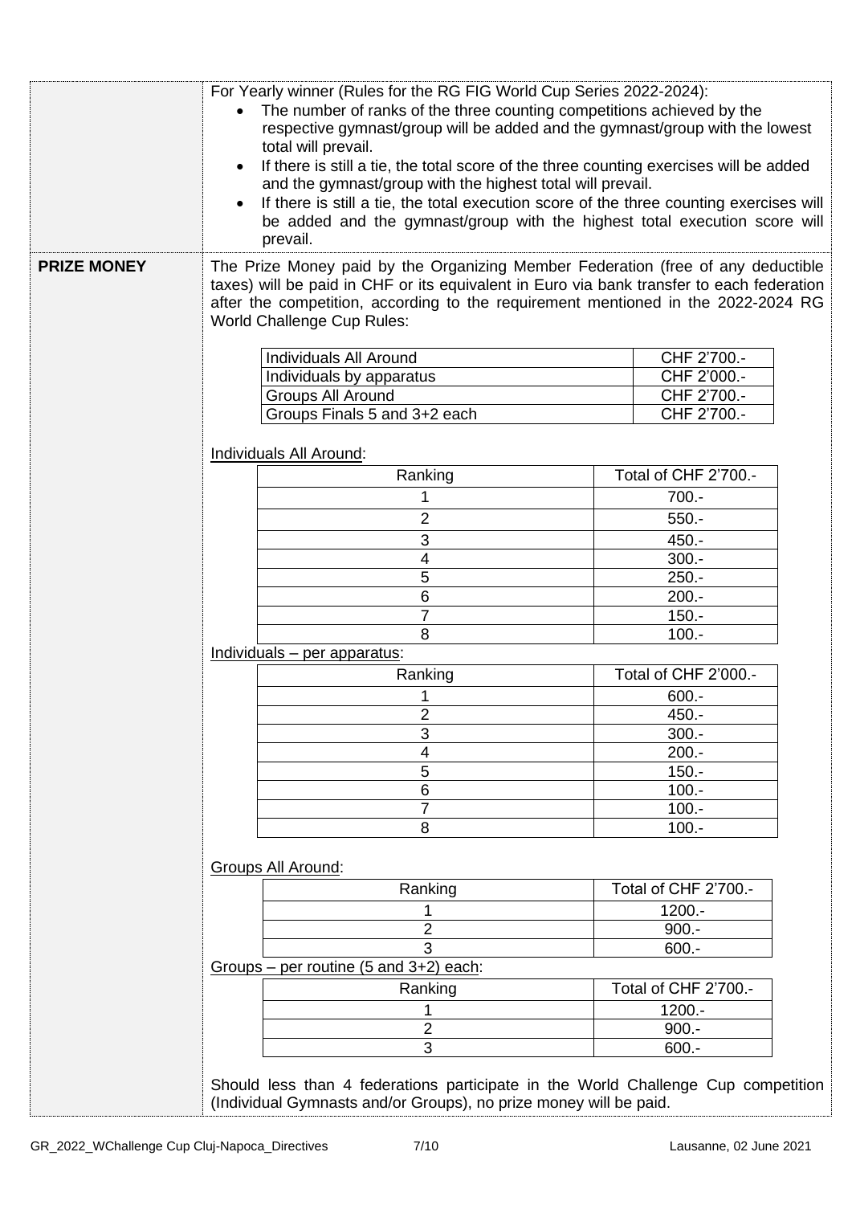For Yearly winner (Rules for the RG FIG World Cup Series 2022-2024):

- The number of ranks of the three counting competitions achieved by the respective gymnast/group will be added and the gymnast/group with the lowest total will prevail.
- If there is still a tie, the total score of the three counting exercises will be added and the gymnast/group with the highest total will prevail.
- If there is still a tie, the total execution score of the three counting exercises will be added and the gymnast/group with the highest total execution score will prevail.

**PRIZE MONEY**

The Prize Money paid by the Organizing Member Federation (free of any deductible taxes) will be paid in CHF or its equivalent in Euro via bank transfer to each federation after the competition, according to the requirement mentioned in the 2022-2024 RG World Challenge Cup Rules:

| | |
|---|---|
| Individuals All Around | CHF 2'700.- |
| Individuals by apparatus | CHF 2'000.- |
| Groups All Around | CHF 2'700.- |
| Groups Finals 5 and 3+2 each | CHF 2'700.- |

Individuals All Around:

| Ranking | Total of CHF 2'700.- |
|---|---|
| 1 | 700.- |
| 2 | 550.- |
| 3 | 450.- |
| 4 | 300.- |
| 5 | 250.- |
| 6 | 200.- |
| 7 | 150.- |
| 8 | 100.- |

Individuals – per apparatus:

| Ranking | Total of CHF 2'000.- |
|---|---|
| 1 | 600.- |
| 2 | 450.- |
| 3 | 300.- |
| 4 | 200.- |
| 5 | 150.- |
| 6 | 100.- |
| 7 | 100.- |
| 8 | 100.- |

Groups All Around:

| Ranking | Total of CHF 2'700.- |
|---|---|
| 1 | 1200.- |
| 2 | 900.- |
| 3 | 600.- |

Groups – per routine (5 and 3+2) each:

| Ranking | Total of CHF 2'700.- |
|---|---|
| 1 | 1200.- |
| 2 | 900.- |
| 3 | 600.- |

Should less than 4 federations participate in the World Challenge Cup competition (Individual Gymnasts and/or Groups), no prize money will be paid.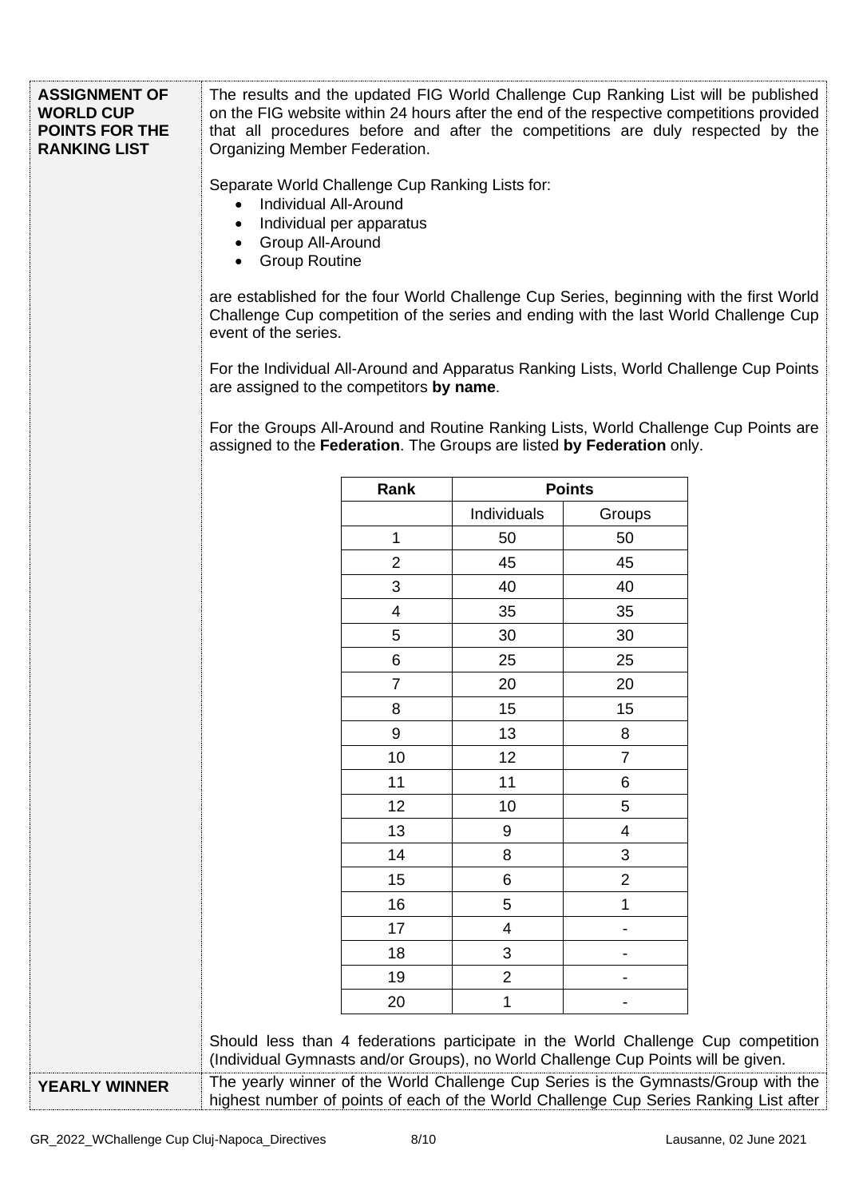**ASSIGNMENT OF WORLD CUP POINTS FOR THE RANKING LIST**

The results and the updated FIG World Challenge Cup Ranking List will be published on the FIG website within 24 hours after the end of the respective competitions provided that all procedures before and after the competitions are duly respected by the Organizing Member Federation.

Separate World Challenge Cup Ranking Lists for:

- Individual All-Around
- Individual per apparatus
- Group All-Around
- Group Routine

are established for the four World Challenge Cup Series, beginning with the first World Challenge Cup competition of the series and ending with the last World Challenge Cup event of the series.

For the Individual All-Around and Apparatus Ranking Lists, World Challenge Cup Points are assigned to the competitors **by name**.

For the Groups All-Around and Routine Ranking Lists, World Challenge Cup Points are assigned to the **Federation**. The Groups are listed **by Federation** only.

| Rank | Points | |
|---|---|---|
| | Individuals | Groups |
| 1 | 50 | 50 |
| 2 | 45 | 45 |
| 3 | 40 | 40 |
| 4 | 35 | 35 |
| 5 | 30 | 30 |
| 6 | 25 | 25 |
| 7 | 20 | 20 |
| 8 | 15 | 15 |
| 9 | 13 | 8 |
| 10 | 12 | 7 |
| 11 | 11 | 6 |
| 12 | 10 | 5 |
| 13 | 9 | 4 |
| 14 | 8 | 3 |
| 15 | 6 | 2 |
| 16 | 5 | 1 |
| 17 | 4 | - |
| 18 | 3 | - |
| 19 | 2 | - |
| 20 | 1 | - |

Should less than 4 federations participate in the World Challenge Cup competition (Individual Gymnasts and/or Groups), no World Challenge Cup Points will be given.

**YEARLY WINNER**

The yearly winner of the World Challenge Cup Series is the Gymnasts/Group with the highest number of points of each of the World Challenge Cup Series Ranking List after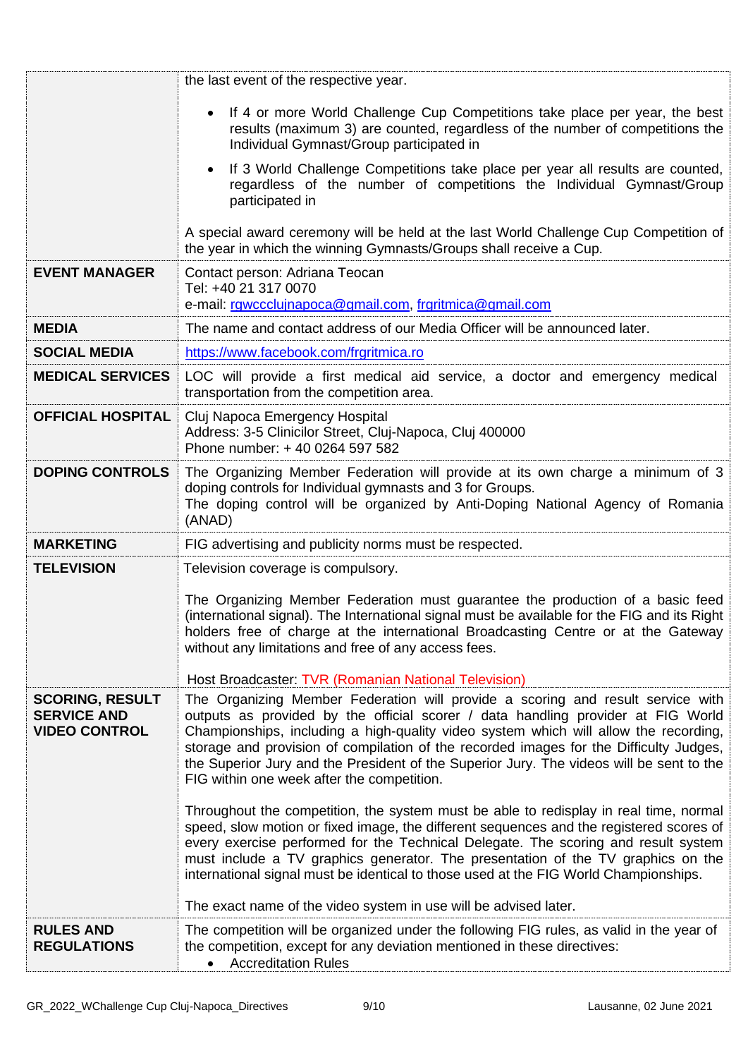| | |
|---|---|
| | the last event of the respective year.<br><br>• If 4 or more World Challenge Cup Competitions take place per year, the best results (maximum 3) are counted, regardless of the number of competitions the Individual Gymnast/Group participated in<br>• If 3 World Challenge Competitions take place per year all results are counted, regardless of the number of competitions the Individual Gymnast/Group participated in<br><br>A special award ceremony will be held at the last World Challenge Cup Competition of the year in which the winning Gymnasts/Groups shall receive a Cup. |
| **EVENT MANAGER** | Contact person: Adriana Teocan<br>Tel: +40 21 317 0070<br>e-mail: rgwccclujnapoca@gmail.com, frgritmica@gmail.com |
| **MEDIA** | The name and contact address of our Media Officer will be announced later. |
| **SOCIAL MEDIA** | https://www.facebook.com/frgritmica.ro |
| **MEDICAL SERVICES** | LOC will provide a first medical aid service, a doctor and emergency medical transportation from the competition area. |
| **OFFICIAL HOSPITAL** | Cluj Napoca Emergency Hospital<br>Address: 3-5 Clinicilor Street, Cluj-Napoca, Cluj 400000<br>Phone number: + 40 0264 597 582 |
| **DOPING CONTROLS** | The Organizing Member Federation will provide at its own charge a minimum of 3 doping controls for Individual gymnasts and 3 for Groups.<br>The doping control will be organized by Anti-Doping National Agency of Romania (ANAD) |
| **MARKETING** | FIG advertising and publicity norms must be respected. |
| **TELEVISION** | Television coverage is compulsory.<br><br>The Organizing Member Federation must guarantee the production of a basic feed (international signal). The International signal must be available for the FIG and its Right holders free of charge at the international Broadcasting Centre or at the Gateway without any limitations and free of any access fees.<br><br>Host Broadcaster: TVR (Romanian National Television) |
| **SCORING, RESULT SERVICE AND VIDEO CONTROL** | The Organizing Member Federation will provide a scoring and result service with outputs as provided by the official scorer / data handling provider at FIG World Championships, including a high-quality video system which will allow the recording, storage and provision of compilation of the recorded images for the Difficulty Judges, the Superior Jury and the President of the Superior Jury. The videos will be sent to the FIG within one week after the competition.<br><br>Throughout the competition, the system must be able to redisplay in real time, normal speed, slow motion or fixed image, the different sequences and the registered scores of every exercise performed for the Technical Delegate. The scoring and result system must include a TV graphics generator. The presentation of the TV graphics on the international signal must be identical to those used at the FIG World Championships.<br><br>The exact name of the video system in use will be advised later. |
| **RULES AND REGULATIONS** | The competition will be organized under the following FIG rules, as valid in the year of the competition, except for any deviation mentioned in these directives:<br>• Accreditation Rules |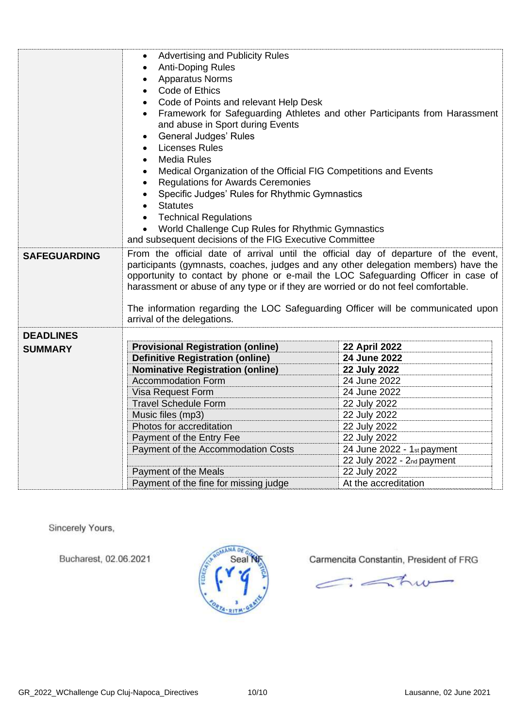| | |
|---|---|
| | • Advertising and Publicity Rules<br>• Anti-Doping Rules<br>• Apparatus Norms<br>• Code of Ethics<br>• Code of Points and relevant Help Desk<br>• Framework for Safeguarding Athletes and other Participants from Harassment and abuse in Sport during Events<br>• General Judges' Rules<br>• Licenses Rules<br>• Media Rules<br>• Medical Organization of the Official FIG Competitions and Events<br>• Regulations for Awards Ceremonies<br>• Specific Judges' Rules for Rhythmic Gymnastics<br>• Statutes<br>• Technical Regulations<br>• World Challenge Cup Rules for Rhythmic Gymnastics<br>and subsequent decisions of the FIG Executive Committee |
| **SAFEGUARDING** | From the official date of arrival until the official day of departure of the event, participants (gymnasts, coaches, judges and any other delegation members) have the opportunity to contact by phone or e-mail the LOC Safeguarding Officer in case of harassment or abuse of any type or if they are worried or do not feel comfortable.<br><br>The information regarding the LOC Safeguarding Officer will be communicated upon arrival of the delegations. |
| **DEADLINES SUMMARY** | |

| | |
|---|---|
| **Provisional Registration (online)** | **22 April 2022** |
| **Definitive Registration (online)** | **24 June 2022** |
| **Nominative Registration (online)** | **22 July 2022** |
| Accommodation Form | 24 June 2022 |
| Visa Request Form | 24 June 2022 |
| Travel Schedule Form | 22 July 2022 |
| Music files (mp3) | 22 July 2022 |
| Photos for accreditation | 22 July 2022 |
| Payment of the Entry Fee | 22 July 2022 |
| Payment of the Accommodation Costs | 24 June 2022 - 1st payment |
| | 22 July 2022 - 2nd payment |
| Payment of the Meals | 22 July 2022 |
| Payment of the fine for missing judge | At the accreditation |

Sincerely Yours,

Bucharest, 02.06.2021

Seal NF

Carmencita Constantin, President of FRG